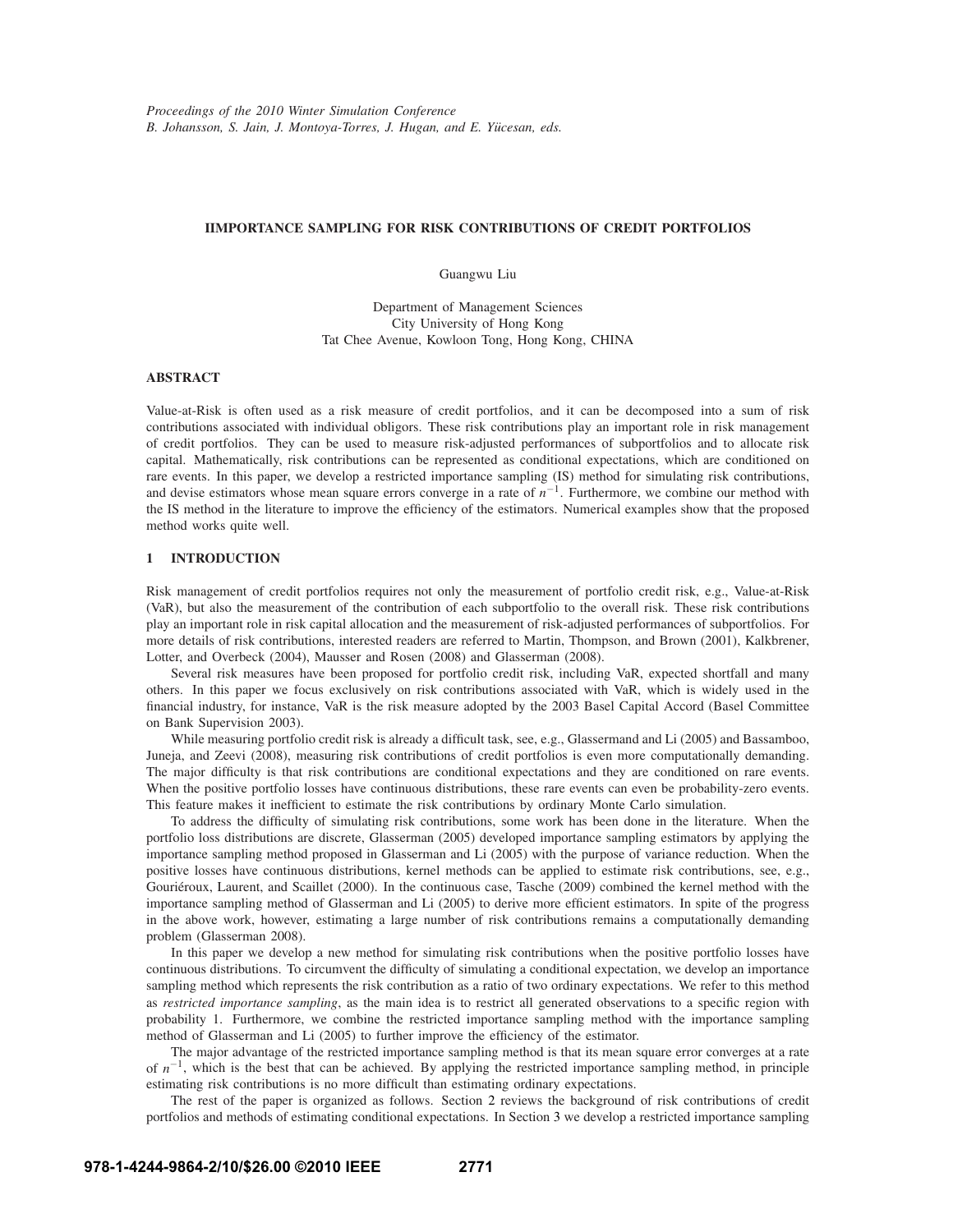*Proceedings of the 2010 Winter Simulation Conference*
*B. Johansson, S. Jain, J. Montoya-Torres, J. Hugan, and E. Yücesan, eds.*

# IIMPORTANCE SAMPLING FOR RISK CONTRIBUTIONS OF CREDIT PORTFOLIOS

Guangwu Liu

Department of Management Sciences
City University of Hong Kong
Tat Chee Avenue, Kowloon Tong, Hong Kong, CHINA

## ABSTRACT

Value-at-Risk is often used as a risk measure of credit portfolios, and it can be decomposed into a sum of risk contributions associated with individual obligors. These risk contributions play an important role in risk management of credit portfolios. They can be used to measure risk-adjusted performances of subportfolios and to allocate risk capital. Mathematically, risk contributions can be represented as conditional expectations, which are conditioned on rare events. In this paper, we develop a restricted importance sampling (IS) method for simulating risk contributions, and devise estimators whose mean square errors converge in a rate of $n^{-1}$. Furthermore, we combine our method with the IS method in the literature to improve the efficiency of the estimators. Numerical examples show that the proposed method works quite well.

## 1 INTRODUCTION

Risk management of credit portfolios requires not only the measurement of portfolio credit risk, e.g., Value-at-Risk (VaR), but also the measurement of the contribution of each subportfolio to the overall risk. These risk contributions play an important role in risk capital allocation and the measurement of risk-adjusted performances of subportfolios. For more details of risk contributions, interested readers are referred to Martin, Thompson, and Brown (2001), Kalkbrener, Lotter, and Overbeck (2004), Mausser and Rosen (2008) and Glasserman (2008).

Several risk measures have been proposed for portfolio credit risk, including VaR, expected shortfall and many others. In this paper we focus exclusively on risk contributions associated with VaR, which is widely used in the financial industry, for instance, VaR is the risk measure adopted by the 2003 Basel Capital Accord (Basel Committee on Bank Supervision 2003).

While measuring portfolio credit risk is already a difficult task, see, e.g., Glassermand and Li (2005) and Bassamboo, Juneja, and Zeevi (2008), measuring risk contributions of credit portfolios is even more computationally demanding. The major difficulty is that risk contributions are conditional expectations and they are conditioned on rare events. When the positive portfolio losses have continuous distributions, these rare events can even be probability-zero events. This feature makes it inefficient to estimate the risk contributions by ordinary Monte Carlo simulation.

To address the difficulty of simulating risk contributions, some work has been done in the literature. When the portfolio loss distributions are discrete, Glasserman (2005) developed importance sampling estimators by applying the importance sampling method proposed in Glasserman and Li (2005) with the purpose of variance reduction. When the positive losses have continuous distributions, kernel methods can be applied to estimate risk contributions, see, e.g., Gouriéroux, Laurent, and Scaillet (2000). In the continuous case, Tasche (2009) combined the kernel method with the importance sampling method of Glasserman and Li (2005) to derive more efficient estimators. In spite of the progress in the above work, however, estimating a large number of risk contributions remains a computationally demanding problem (Glasserman 2008).

In this paper we develop a new method for simulating risk contributions when the positive portfolio losses have continuous distributions. To circumvent the difficulty of simulating a conditional expectation, we develop an importance sampling method which represents the risk contribution as a ratio of two ordinary expectations. We refer to this method as *restricted importance sampling*, as the main idea is to restrict all generated observations to a specific region with probability 1. Furthermore, we combine the restricted importance sampling method with the importance sampling method of Glasserman and Li (2005) to further improve the efficiency of the estimator.

The major advantage of the restricted importance sampling method is that its mean square error converges at a rate of $n^{-1}$, which is the best that can be achieved. By applying the restricted importance sampling method, in principle estimating risk contributions is no more difficult than estimating ordinary expectations.

The rest of the paper is organized as follows. Section 2 reviews the background of risk contributions of credit portfolios and methods of estimating conditional expectations. In Section 3 we develop a restricted importance sampling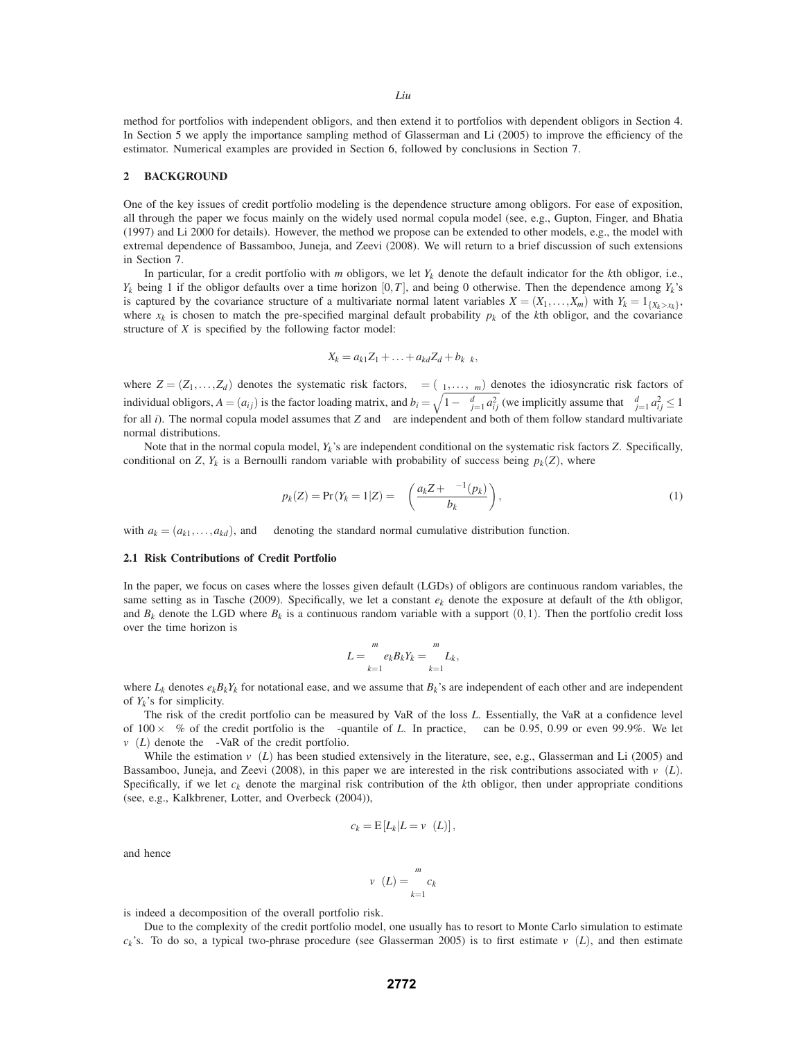method for portfolios with independent obligors, and then extend it to portfolios with dependent obligors in Section 4. In Section 5 we apply the importance sampling method of Glasserman and Li (2005) to improve the efficiency of the estimator. Numerical examples are provided in Section 6, followed by conclusions in Section 7.

## 2 BACKGROUND

One of the key issues of credit portfolio modeling is the dependence structure among obligors. For ease of exposition, all through the paper we focus mainly on the widely used normal copula model (see, e.g., Gupton, Finger, and Bhatia (1997) and Li 2000 for details). However, the method we propose can be extended to other models, e.g., the model with extremal dependence of Bassamboo, Juneja, and Zeevi (2008). We will return to a brief discussion of such extensions in Section 7.

In particular, for a credit portfolio with $m$ obligors, we let $Y_k$ denote the default indicator for the $k$th obligor, i.e., $Y_k$ being 1 if the obligor defaults over a time horizon $[0,T]$, and being 0 otherwise. Then the dependence among $Y_k$'s is captured by the covariance structure of a multivariate normal latent variables $X = (X_1,\ldots,X_m)$ with $Y_k = 1_{\{X_k > x_k\}}$, where $x_k$ is chosen to match the pre-specified marginal default probability $p_k$ of the $k$th obligor, and the covariance structure of $X$ is specified by the following factor model:

$$X_k = a_{k1}Z_1 + \ldots + a_{kd}Z_d + b_k\varepsilon_k,$$

where $Z = (Z_1,\ldots,Z_d)$ denotes the systematic risk factors, $\varepsilon = (\varepsilon_1,\ldots,\varepsilon_m)$ denotes the idiosyncratic risk factors of individual obligors, $A = (a_{ij})$ is the factor loading matrix, and $b_i = \sqrt{1-\sum_{j=1}^{d} a_{ij}^2}$ (we implicitly assume that $\sum_{j=1}^{d} a_{ij}^2 \le 1$ for all $i$). The normal copula model assumes that $Z$ and $\varepsilon$ are independent and both of them follow standard multivariate normal distributions.

Note that in the normal copula model, $Y_k$'s are independent conditional on the systematic risk factors $Z$. Specifically, conditional on $Z$, $Y_k$ is a Bernoulli random variable with probability of success being $p_k(Z)$, where

$$p_k(Z) = \Pr(Y_k = 1|Z) = \Phi\left(\frac{a_k Z + \Phi^{-1}(p_k)}{b_k}\right), \tag{1}$$

with $a_k = (a_{k1},\ldots,a_{kd})$, and $\Phi$ denoting the standard normal cumulative distribution function.

### 2.1 Risk Contributions of Credit Portfolio

In the paper, we focus on cases where the losses given default (LGDs) of obligors are continuous random variables, the same setting as in Tasche (2009). Specifically, we let a constant $e_k$ denote the exposure at default of the $k$th obligor, and $B_k$ denote the LGD where $B_k$ is a continuous random variable with a support $(0,1)$. Then the portfolio credit loss over the time horizon is

$$L = \sum_{k=1}^{m} e_k B_k Y_k = \sum_{k=1}^{m} L_k,$$

where $L_k$ denotes $e_k B_k Y_k$ for notational ease, and we assume that $B_k$'s are independent of each other and are independent of $Y_k$'s for simplicity.

The risk of the credit portfolio can be measured by VaR of the loss $L$. Essentially, the VaR at a confidence level of $100 \times \alpha\%$ of the credit portfolio is the $\alpha$-quantile of $L$. In practice, $\alpha$ can be 0.95, 0.99 or even 99.9%. We let $v_\alpha(L)$ denote the $\alpha$-VaR of the credit portfolio.

While the estimation $v_\alpha(L)$ has been studied extensively in the literature, see, e.g., Glasserman and Li (2005) and Bassamboo, Juneja, and Zeevi (2008), in this paper we are interested in the risk contributions associated with $v_\alpha(L)$. Specifically, if we let $c_k$ denote the marginal risk contribution of the $k$th obligor, then under appropriate conditions (see, e.g., Kalkbrener, Lotter, and Overbeck (2004)),

$$c_k = \mathrm{E}\left[L_k | L = v_\alpha(L)\right],$$

and hence

$$v_\alpha(L) = \sum_{k=1}^{m} c_k$$

is indeed a decomposition of the overall portfolio risk.

Due to the complexity of the credit portfolio model, one usually has to resort to Monte Carlo simulation to estimate $c_k$'s. To do so, a typical two-phrase procedure (see Glasserman 2005) is to first estimate $v_\alpha(L)$, and then estimate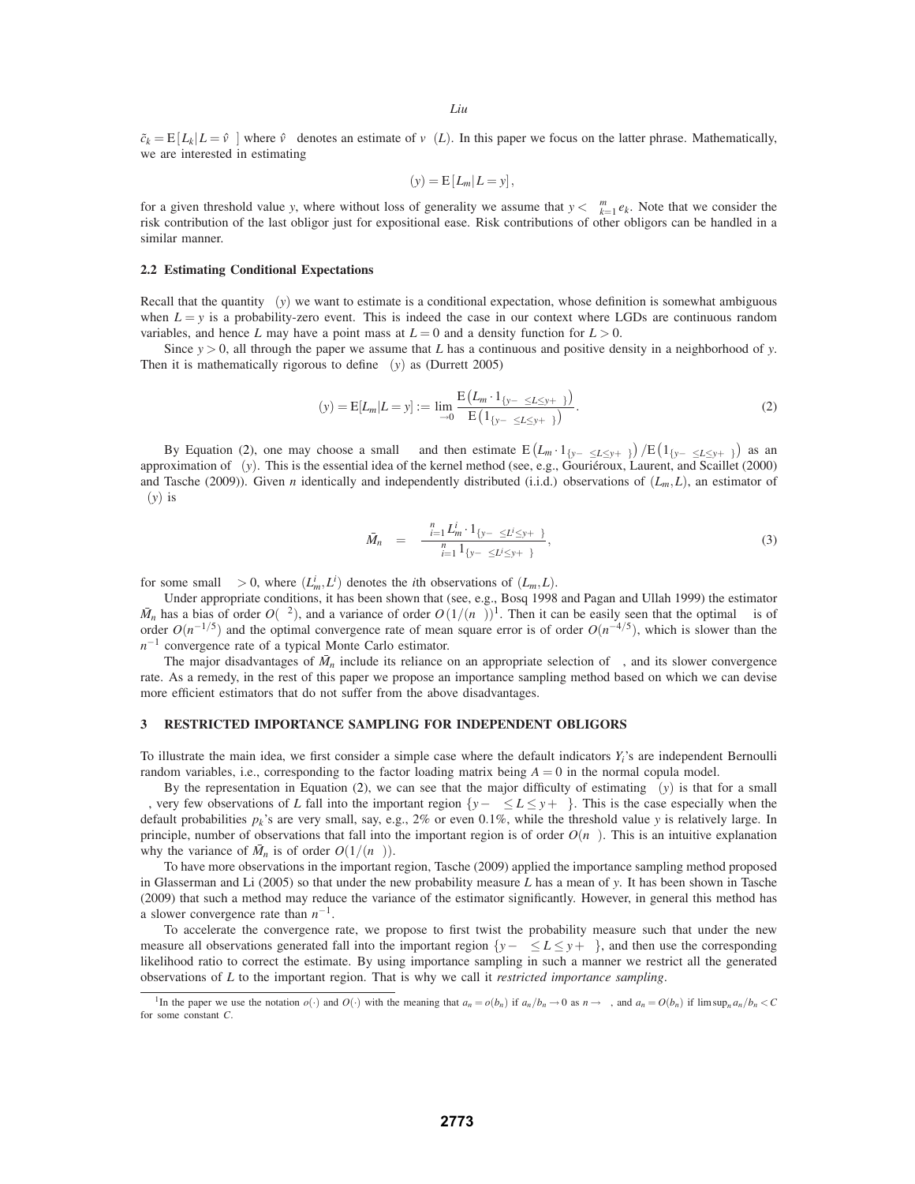$\tilde{c}_k = \mathrm{E}[L_k | L = \hat{v}_\alpha]$ where $\hat{v}_\alpha$ denotes an estimate of $v_\alpha(L)$. In this paper we focus on the latter phrase. Mathematically, we are interested in estimating

$$\alpha(y) = \mathrm{E}[L_m | L = y],$$

for a given threshold value $y$, where without loss of generality we assume that $y < \sum_{k=1}^m e_k$. Note that we consider the risk contribution of the last obligor just for expositional ease. Risk contributions of other obligors can be handled in a similar manner.

### 2.2 Estimating Conditional Expectations

Recall that the quantity $\alpha(y)$ we want to estimate is a conditional expectation, whose definition is somewhat ambiguous when $L = y$ is a probability-zero event. This is indeed the case in our context where LGDs are continuous random variables, and hence $L$ may have a point mass at $L = 0$ and a density function for $L > 0$.

Since $y > 0$, all through the paper we assume that $L$ has a continuous and positive density in a neighborhood of $y$. Then it is mathematically rigorous to define $\alpha(y)$ as (Durrett 2005)

$$\alpha(y) = \mathrm{E}[L_m | L = y] := \lim_{\delta \to 0} \frac{\mathrm{E}\left(L_m \cdot 1_{\{y-\delta \le L \le y+\delta\}}\right)}{\mathrm{E}\left(1_{\{y-\delta \le L \le y+\delta\}}\right)}. \tag{2}$$

By Equation (2), one may choose a small $\delta$ and then estimate $\mathrm{E}\left(L_m \cdot 1_{\{y-\delta \le L \le y+\delta\}}\right)/\mathrm{E}\left(1_{\{y-\delta \le L \le y+\delta\}}\right)$ as an approximation of $\alpha(y)$. This is the essential idea of the kernel method (see, e.g., Gouriéroux, Laurent, and Scaillet (2000) and Tasche (2009)). Given $n$ identically and independently distributed (i.i.d.) observations of $(L_m, L)$, an estimator of $\alpha(y)$ is

$$\bar{M}_n^\delta = \frac{\sum_{i=1}^n L_m^i \cdot 1_{\{y-\delta \le L^i \le y+\delta\}}}{\sum_{i=1}^n 1_{\{y-\delta \le L^i \le y+\delta\}}}, \tag{3}$$

for some small $\delta > 0$, where $(L_m^i, L^i)$ denotes the $i$th observations of $(L_m, L)$.

Under appropriate conditions, it has been shown that (see, e.g., Bosq 1998 and Pagan and Ullah 1999) the estimator $\bar{M}_n^\delta$ has a bias of order $O(\delta^2)$, and a variance of order $O(1/(n\delta))$[1]. Then it can be easily seen that the optimal $\delta$ is of order $O(n^{-1/5})$ and the optimal convergence rate of mean square error is of order $O(n^{-4/5})$, which is slower than the $n^{-1}$ convergence rate of a typical Monte Carlo estimator.

The major disadvantages of $\bar{M}_n^\delta$ include its reliance on an appropriate selection of $\delta$, and its slower convergence rate. As a remedy, in the rest of this paper we propose an importance sampling method based on which we can devise more efficient estimators that do not suffer from the above disadvantages.

## 3 RESTRICTED IMPORTANCE SAMPLING FOR INDEPENDENT OBLIGORS

To illustrate the main idea, we first consider a simple case where the default indicators $Y_i$'s are independent Bernoulli random variables, i.e., corresponding to the factor loading matrix being $A = 0$ in the normal copula model.

By the representation in Equation (2), we can see that the major difficulty of estimating $\alpha(y)$ is that for a small $\delta$, very few observations of $L$ fall into the important region $\{y - \delta \le L \le y + \delta\}$. This is the case especially when the default probabilities $p_k$'s are very small, say, e.g., 2% or even 0.1%, while the threshold value $y$ is relatively large. In principle, number of observations that fall into the important region is of order $O(n\delta)$. This is an intuitive explanation why the variance of $\bar{M}_n^\delta$ is of order $O(1/(n\delta))$.

To have more observations in the important region, Tasche (2009) applied the importance sampling method proposed in Glasserman and Li (2005) so that under the new probability measure $L$ has a mean of $y$. It has been shown in Tasche (2009) that such a method may reduce the variance of the estimator significantly. However, in general this method has a slower convergence rate than $n^{-1}$.

To accelerate the convergence rate, we propose to first twist the probability measure such that under the new measure all observations generated fall into the important region $\{y - \delta \le L \le y + \delta\}$, and then use the corresponding likelihood ratio to correct the estimate. By using importance sampling in such a manner we restrict all the generated observations of $L$ to the important region. That is why we call it *restricted importance sampling*.

[1] In the paper we use the notation $o(\cdot)$ and $O(\cdot)$ with the meaning that $a_n = o(b_n)$ if $a_n/b_n \to 0$ as $n \to \infty$, and $a_n = O(b_n)$ if $\limsup_n a_n/b_n < C$ for some constant $C$.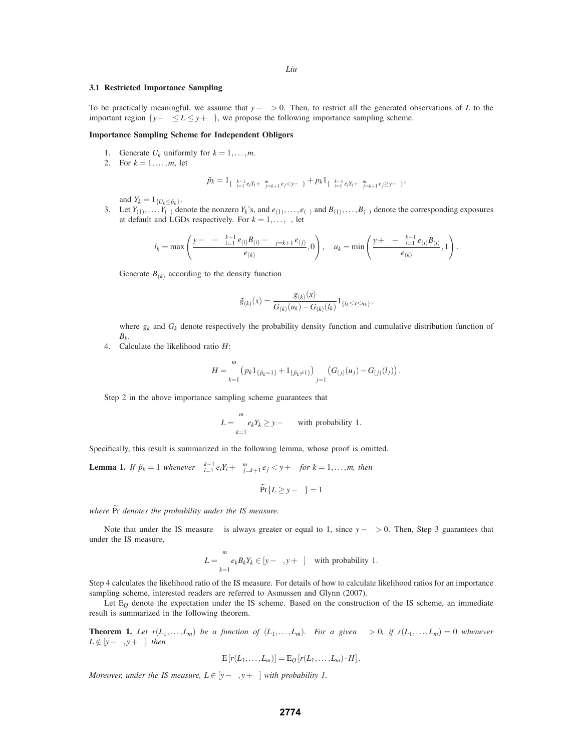### 3.1 Restricted Importance Sampling

To be practically meaningful, we assume that $y-\delta > 0$. Then, to restrict all the generated observations of $L$ to the important region $\{y-\delta \leq L \leq y+\delta\}$, we propose the following importance sampling scheme.

**Importance Sampling Scheme for Independent Obligors**

1. Generate $U_k$ uniformly for $k = 1,\ldots,m$.
2. For $k = 1,\ldots,m$, let

$$\tilde{p}_k = 1_{\{\sum_{i=1}^{k-1} e_i Y_i + \sum_{j=k+1}^{m} e_j < y-\delta\}} + p_k 1_{\{\sum_{i=1}^{k-1} e_i Y_i + \sum_{j=k+1}^{m} e_j \geq y-\delta\}},$$

   and $Y_k = 1_{\{U_k \leq \tilde{p}_k\}}$.
3. Let $Y_{(1)},\ldots,Y_{(\kappa)}$ denote the nonzero $Y_k$'s, and $e_{(1)},\ldots,e_{(\kappa)}$ and $B_{(1)},\ldots,B_{(\kappa)}$ denote the corresponding exposures at default and LGDs respectively. For $k = 1,\ldots,\kappa$, let

$$l_k = \max\left(\frac{y-\delta-\sum_{i=1}^{k-1} e_{(i)}B_{(i)} - \sum_{j=k+1}^{\kappa} e_{(j)}}{e_{(k)}}, 0\right), \quad u_k = \min\left(\frac{y+\delta-\sum_{i=1}^{k-1} e_{(i)}B_{(i)}}{e_{(k)}}, 1\right).$$

   Generate $B_{(k)}$ according to the density function

$$\tilde{g}_{(k)}(x) = \frac{g_{(k)}(x)}{G_{(k)}(u_k) - G_{(k)}(l_k)} 1_{\{l_k \leq x \leq u_k\}},$$

   where $g_k$ and $G_k$ denote respectively the probability density function and cumulative distribution function of $B_k$.
4. Calculate the likelihood ratio $H$:

$$H = \prod_{k=1}^{m}\left(p_k 1_{\{\tilde{p}_k=1\}} + 1_{\{\tilde{p}_k \neq 1\}}\right) \prod_{j=1}^{\kappa}\left(G_{(j)}(u_j) - G_{(j)}(l_j)\right).$$

Step 2 in the above importance sampling scheme guarantees that

$$L = \sum_{k=1}^{m} e_k Y_k \geq y-\delta \quad \text{with probability 1.}$$

Specifically, this result is summarized in the following lemma, whose proof is omitted.

**Lemma 1.** *If $\tilde{p}_k = 1$ whenever $\sum_{i=1}^{k-1} e_i Y_i + \sum_{j=k+1}^{m} e_j < y+\delta$ for $k = 1,\ldots,m$, then*

$$\widetilde{\Pr}\{L \geq y-\delta\} = 1$$

*where $\widetilde{\Pr}$ denotes the probability under the IS measure.*

Note that under the IS measure $\kappa$ is always greater or equal to 1, since $y-\delta > 0$. Then, Step 3 guarantees that under the IS measure,

$$L = \sum_{k=1}^{m} e_k B_k Y_k \in [y-\delta, y+\delta] \quad \text{with probability 1.}$$

Step 4 calculates the likelihood ratio of the IS measure. For details of how to calculate likelihood ratios for an importance sampling scheme, interested readers are referred to Asmussen and Glynn (2007).

Let $\mathrm{E}_Q$ denote the expectation under the IS scheme. Based on the construction of the IS scheme, an immediate result is summarized in the following theorem.

**Theorem 1.** *Let $r(L_1,\ldots,L_m)$ be a function of $(L_1,\ldots,L_m)$. For a given $\delta > 0$, if $r(L_1,\ldots,L_m) = 0$ whenever $L \notin [y-\delta, y+\delta]$, then*

$$\mathrm{E}\left[r(L_1,\ldots,L_m)\right] = \mathrm{E}_Q\left[r(L_1,\ldots,L_m)\cdot H\right].$$

*Moreover, under the IS measure, $L \in [y-\delta, y+\delta]$ with probability 1.*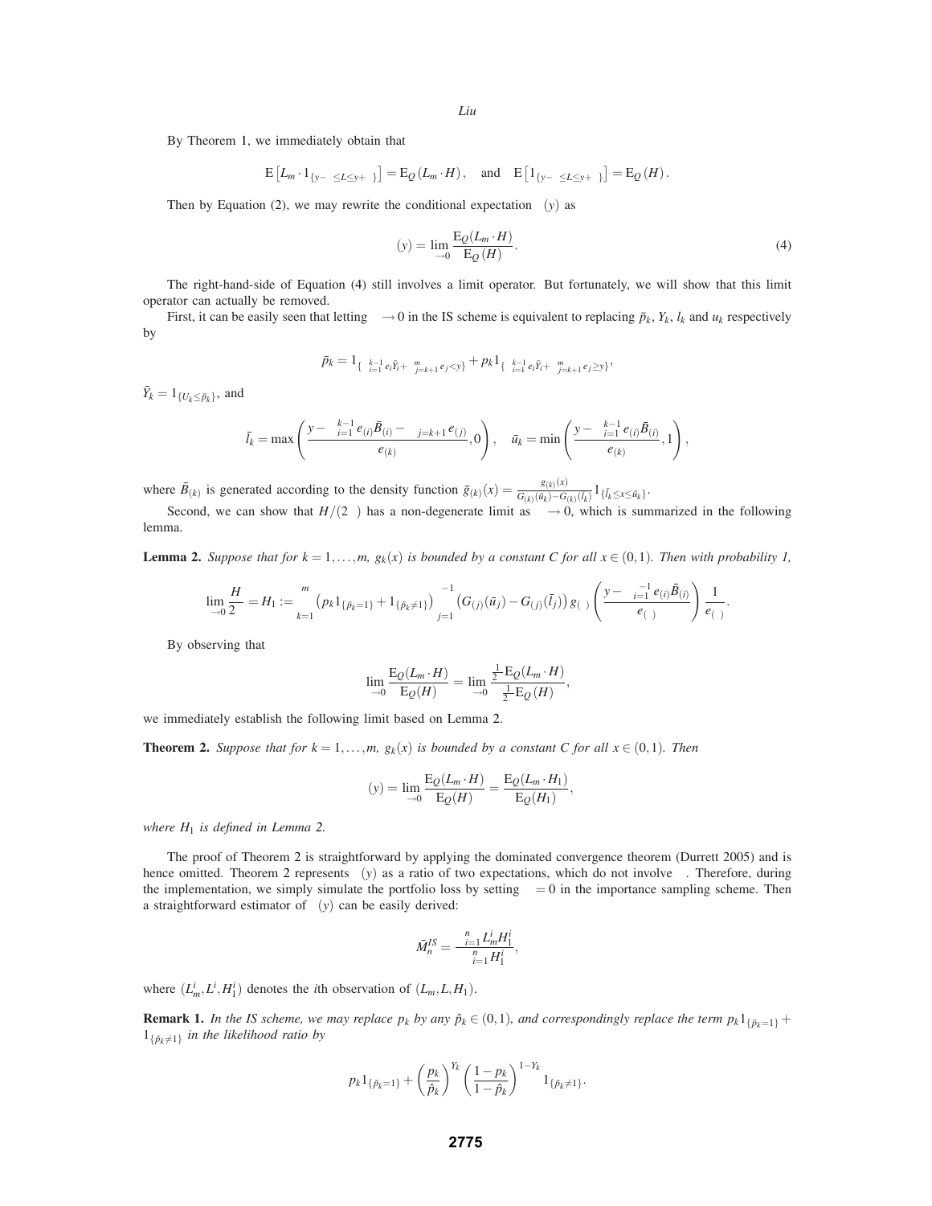By Theorem 1, we immediately obtain that

$$\mathrm{E}\left[L_m \cdot 1_{\{y-\delta \le L \le y+\delta\}}\right] = \mathrm{E}_Q\left(L_m \cdot H\right), \quad \text{and} \quad \mathrm{E}\left[1_{\{y-\delta \le L \le y+\delta\}}\right] = \mathrm{E}_Q\left(H\right).$$

Then by Equation (2), we may rewrite the conditional expectation $\alpha(y)$ as

$$\alpha(y) = \lim_{\delta \to 0} \frac{\mathrm{E}_Q(L_m \cdot H)}{\mathrm{E}_Q(H)}. \tag{4}$$

The right-hand-side of Equation (4) still involves a limit operator. But fortunately, we will show that this limit operator can actually be removed.

First, it can be easily seen that letting $\delta \to 0$ in the IS scheme is equivalent to replacing $\tilde{p}_k$, $Y_k$, $l_k$ and $u_k$ respectively by

$$\bar{p}_k = 1_{\{\sum_{i=1}^{k-1} e_i \bar{Y}_i + \sum_{j=k+1}^{m} e_j < y\}} + p_k 1_{\{\sum_{i=1}^{k-1} e_i \bar{Y}_i + \sum_{j=k+1}^{m} e_j \ge y\}},$$

$\bar{Y}_k = 1_{\{U_k \le \bar{p}_k\}}$, and

$$\bar{l}_k = \max\left(\frac{y - \sum_{i=1}^{k-1} e_{(i)} \bar{B}_{(i)} - \sum_{j=k+1} e_{(j)}}{e_{(k)}}, 0\right), \quad \bar{u}_k = \min\left(\frac{y - \sum_{i=1}^{k-1} e_{(i)} \bar{B}_{(i)}}{e_{(k)}}, 1\right),$$

where $\bar{B}_{(k)}$ is generated according to the density function $\bar{g}_{(k)}(x) = \frac{g_{(k)}(x)}{G_{(k)}(\bar{u}_k) - G_{(k)}(\bar{l}_k)} 1_{\{\bar{l}_k \le x \le \bar{u}_k\}}$.

Second, we can show that $H/(2\delta)$ has a non-degenerate limit as $\delta \to 0$, which is summarized in the following lemma.

**Lemma 2.** *Suppose that for $k = 1, \ldots, m$, $g_k(x)$ is bounded by a constant $C$ for all $x \in (0,1)$. Then with probability 1,*

$$\lim_{\delta \to 0} \frac{H}{2\delta} = H_1 := \prod_{k=1}^{m} \left(p_k 1_{\{\bar{p}_k = 1\}} + 1_{\{\bar{p}_k \neq 1\}}\right) \prod_{j=1}^{\tau-1} \left(G_{(j)}(\bar{u}_j) - G_{(j)}(\bar{l}_j)\right) g_{(\tau)} \left(\frac{y - \sum_{i=1}^{\tau-1} e_{(i)} \bar{B}_{(i)}}{e_{(\tau)}}\right) \frac{1}{e_{(\tau)}}.$$

By observing that

$$\lim_{\delta \to 0} \frac{\mathrm{E}_Q(L_m \cdot H)}{\mathrm{E}_Q(H)} = \lim_{\delta \to 0} \frac{\frac{1}{2\delta} \mathrm{E}_Q(L_m \cdot H)}{\frac{1}{2\delta} \mathrm{E}_Q(H)},$$

we immediately establish the following limit based on Lemma 2.

**Theorem 2.** *Suppose that for $k = 1, \ldots, m$, $g_k(x)$ is bounded by a constant $C$ for all $x \in (0,1)$. Then*

$$\alpha(y) = \lim_{\delta \to 0} \frac{\mathrm{E}_Q(L_m \cdot H)}{\mathrm{E}_Q(H)} = \frac{\mathrm{E}_Q(L_m \cdot H_1)}{\mathrm{E}_Q(H_1)},$$

*where $H_1$ is defined in Lemma 2.*

The proof of Theorem 2 is straightforward by applying the dominated convergence theorem (Durrett 2005) and is hence omitted. Theorem 2 represents $\alpha(y)$ as a ratio of two expectations, which do not involve $\delta$. Therefore, during the implementation, we simply simulate the portfolio loss by setting $\delta = 0$ in the importance sampling scheme. Then a straightforward estimator of $\alpha(y)$ can be easily derived:

$$\bar{M}_n^{IS} = \frac{\sum_{i=1}^{n} L_m^i H_1^i}{\sum_{i=1}^{n} H_1^i},$$

where $(L_m^i, L^i, H_1^i)$ denotes the $i$th observation of $(L_m, L, H_1)$.

**Remark 1.** *In the IS scheme, we may replace $p_k$ by any $\hat{p}_k \in (0,1)$, and correspondingly replace the term $p_k 1_{\{\bar{p}_k = 1\}} + 1_{\{\bar{p}_k \neq 1\}}$ in the likelihood ratio by*

$$p_k 1_{\{\bar{p}_k = 1\}} + \left(\frac{p_k}{\hat{p}_k}\right)^{Y_k} \left(\frac{1 - p_k}{1 - \hat{p}_k}\right)^{1 - Y_k} 1_{\{\bar{p}_k \neq 1\}}.$$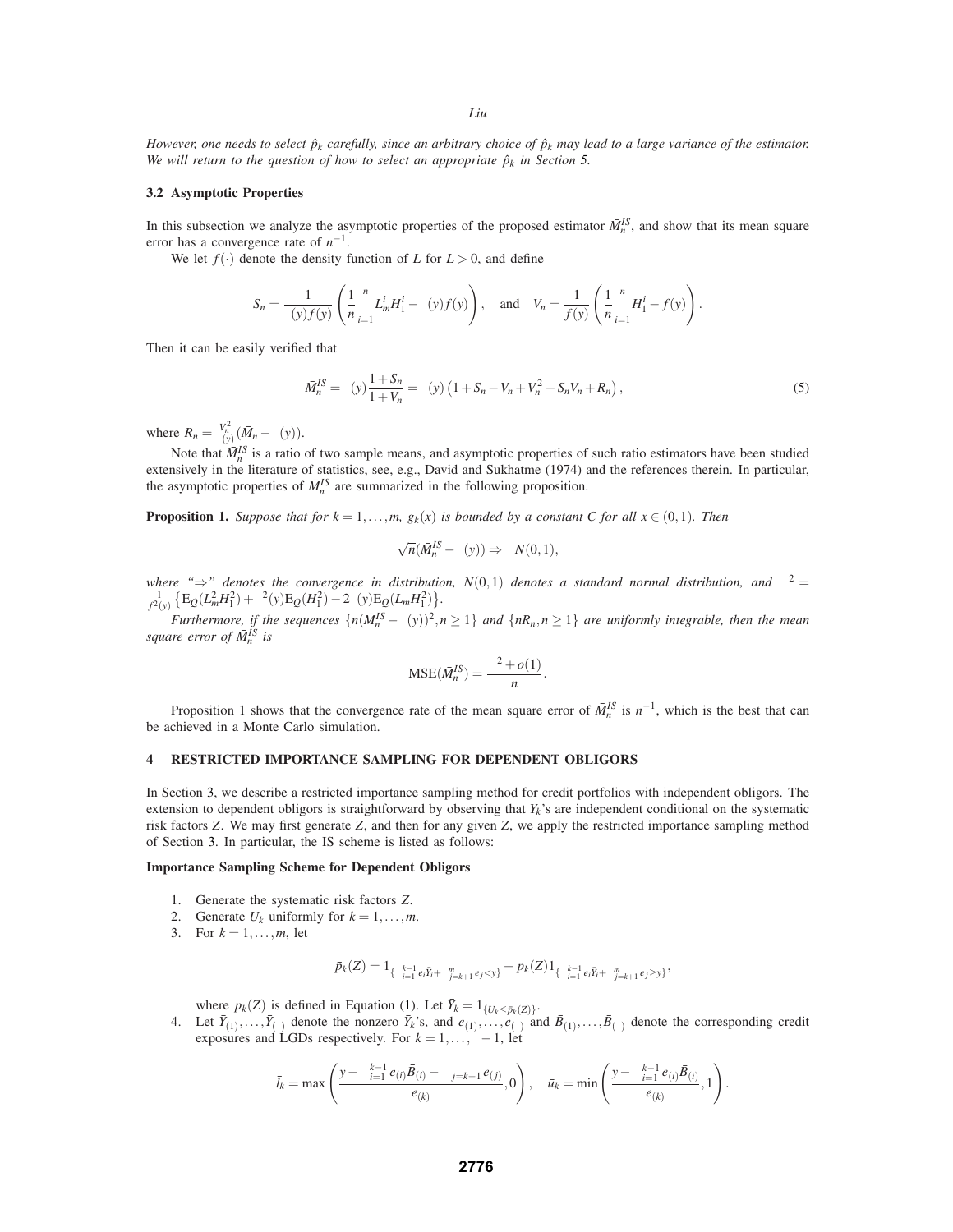*However, one needs to select $\hat{p}_k$ carefully, since an arbitrary choice of $\hat{p}_k$ may lead to a large variance of the estimator. We will return to the question of how to select an appropriate $\hat{p}_k$ in Section 5.*

### 3.2 Asymptotic Properties

In this subsection we analyze the asymptotic properties of the proposed estimator $\bar{M}_n^{IS}$, and show that its mean square error has a convergence rate of $n^{-1}$.

We let $f(\cdot)$ denote the density function of $L$ for $L > 0$, and define

$$S_n = \frac{1}{\mu(y)f(y)}\left(\frac{1}{n}\sum_{i=1}^{n} L_m^i H_1^i - \mu(y)f(y)\right), \quad \text{and} \quad V_n = \frac{1}{f(y)}\left(\frac{1}{n}\sum_{i=1}^{n} H_1^i - f(y)\right).$$

Then it can be easily verified that

$$\bar{M}_n^{IS} = \mu(y)\frac{1+S_n}{1+V_n} = \mu(y)\left(1 + S_n - V_n + V_n^2 - S_n V_n + R_n\right), \tag{5}$$

where $R_n = \frac{V_n^2}{\mu(y)}(\bar{M}_n - \mu(y))$.

Note that $\bar{M}_n^{IS}$ is a ratio of two sample means, and asymptotic properties of such ratio estimators have been studied extensively in the literature of statistics, see, e.g., David and Sukhatme (1974) and the references therein. In particular, the asymptotic properties of $\bar{M}_n^{IS}$ are summarized in the following proposition.

**Proposition 1.** *Suppose that for $k = 1, \ldots, m$, $g_k(x)$ is bounded by a constant $C$ for all $x \in (0,1)$. Then*

$$\sqrt{n}(\bar{M}_n^{IS} - \mu(y)) \Rightarrow \sigma N(0,1),$$

*where "$\Rightarrow$" denotes the convergence in distribution, $N(0,1)$ denotes a standard normal distribution, and $\sigma^2 = \frac{1}{f^2(y)}\left\{\mathrm{E}_Q(L_m^2 H_1^2) + \mu^2(y)\mathrm{E}_Q(H_1^2) - 2\mu(y)\mathrm{E}_Q(L_m H_1^2)\right\}$.*

*Furthermore, if the sequences $\{n(\bar{M}_n^{IS} - \mu(y))^2, n \geq 1\}$ and $\{nR_n, n \geq 1\}$ are uniformly integrable, then the mean square error of $\bar{M}_n^{IS}$ is*

$$\mathrm{MSE}(\bar{M}_n^{IS}) = \frac{\sigma^2 + o(1)}{n}.$$

Proposition 1 shows that the convergence rate of the mean square error of $\bar{M}_n^{IS}$ is $n^{-1}$, which is the best that can be achieved in a Monte Carlo simulation.

## 4 RESTRICTED IMPORTANCE SAMPLING FOR DEPENDENT OBLIGORS

In Section 3, we describe a restricted importance sampling method for credit portfolios with independent obligors. The extension to dependent obligors is straightforward by observing that $Y_k$'s are independent conditional on the systematic risk factors $Z$. We may first generate $Z$, and then for any given $Z$, we apply the restricted importance sampling method of Section 3. In particular, the IS scheme is listed as follows:

**Importance Sampling Scheme for Dependent Obligors**

1. Generate the systematic risk factors $Z$.
2. Generate $U_k$ uniformly for $k = 1, \ldots, m$.
3. For $k = 1, \ldots, m$, let

$$\bar{p}_k(Z) = 1_{\{\sum_{i=1}^{k-1} e_i \bar{Y}_i + \sum_{j=k+1}^{m} e_j < y\}} + p_k(Z) 1_{\{\sum_{i=1}^{k-1} e_i \bar{Y}_i + \sum_{j=k+1}^{m} e_j \geq y\}},$$

   where $p_k(Z)$ is defined in Equation (1). Let $\bar{Y}_k = 1_{\{U_k \leq \bar{p}_k(Z)\}}$.

4. Let $\bar{Y}_{(1)}, \ldots, \bar{Y}_{(\tau)}$ denote the nonzero $\bar{Y}_k$'s, and $e_{(1)}, \ldots, e_{(\tau)}$ and $\bar{B}_{(1)}, \ldots, \bar{B}_{(\tau)}$ denote the corresponding credit exposures and LGDs respectively. For $k = 1, \ldots, \tau - 1$, let

$$\bar{l}_k = \max\left(\frac{y - \sum_{i=1}^{k-1} e_{(i)}\bar{B}_{(i)} - \sum_{j=k+1}^{\tau} e_{(j)}}{e_{(k)}}, 0\right), \quad \bar{u}_k = \min\left(\frac{y - \sum_{i=1}^{k-1} e_{(i)}\bar{B}_{(i)}}{e_{(k)}}, 1\right).$$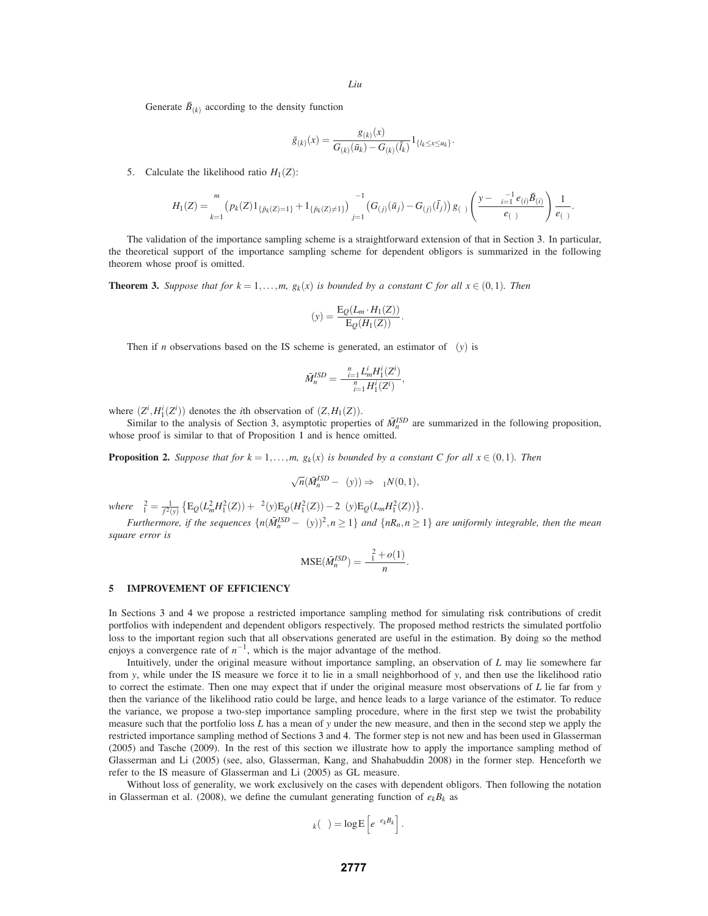Generate $\bar{B}_{(k)}$ according to the density function

$$\bar{g}_{(k)}(x) = \frac{g_{(k)}(x)}{G_{(k)}(\bar{u}_k) - G_{(k)}(\bar{l}_k)} 1_{\{l_k \le x \le u_k\}}.$$

5. Calculate the likelihood ratio $H_1(Z)$:

$$H_1(Z) = \prod_{k=1}^{m} \left( p_k(Z) 1_{\{\tilde{p}_k(Z)=1\}} + 1_{\{\tilde{p}_k(Z)\neq 1\}} \right) \prod_{j=1}^{\tau-1} \left( G_{(j)}(\bar{u}_j) - G_{(j)}(\bar{l}_j) \right) g_{(\tau)} \left( \frac{y - \sum_{i=1}^{\tau-1} e_{(i)} \bar{B}_{(i)}}{e_{(\tau)}} \right) \frac{1}{e_{(\tau)}}.$$

The validation of the importance sampling scheme is a straightforward extension of that in Section 3. In particular, the theoretical support of the importance sampling scheme for dependent obligors is summarized in the following theorem whose proof is omitted.

**Theorem 3.** *Suppose that for $k = 1,\ldots,m$, $g_k(x)$ is bounded by a constant $C$ for all $x \in (0,1)$. Then*

$$\alpha(y) = \frac{\mathrm{E}_Q(L_m \cdot H_1(Z))}{\mathrm{E}_Q(H_1(Z))}.$$

Then if $n$ observations based on the IS scheme is generated, an estimator of $\alpha(y)$ is

$$\bar{M}_n^{ISD} = \frac{\sum_{i=1}^{n} L_m^i H_1^i(Z^i)}{\sum_{i=1}^{n} H_1^i(Z^i)},$$

where $(Z^i, H_1^i(Z^i))$ denotes the $i$th observation of $(Z, H_1(Z))$.

Similar to the analysis of Section 3, asymptotic properties of $\bar{M}_n^{ISD}$ are summarized in the following proposition, whose proof is similar to that of Proposition 1 and is hence omitted.

**Proposition 2.** *Suppose that for $k = 1,\ldots,m$, $g_k(x)$ is bounded by a constant $C$ for all $x \in (0,1)$. Then*

$$\sqrt{n}(\bar{M}_n^{ISD} - \alpha(y)) \Rightarrow \sigma_1 N(0,1),$$

*where* $\sigma_1^2 = \frac{1}{f^2(y)} \left\{ \mathrm{E}_Q(L_m^2 H_1^2(Z)) + \alpha^2(y) \mathrm{E}_Q(H_1^2(Z)) - 2\alpha(y) \mathrm{E}_Q(L_m H_1^2(Z)) \right\}$.

*Furthermore, if the sequences $\{n(\bar{M}_n^{ISD} - \alpha(y))^2, n \ge 1\}$ and $\{nR_n, n \ge 1\}$ are uniformly integrable, then the mean square error is*

$$\mathrm{MSE}(\bar{M}_n^{ISD}) = \frac{\sigma_1^2 + o(1)}{n}.$$

## 5 IMPROVEMENT OF EFFICIENCY

In Sections 3 and 4 we propose a restricted importance sampling method for simulating risk contributions of credit portfolios with independent and dependent obligors respectively. The proposed method restricts the simulated portfolio loss to the important region such that all observations generated are useful in the estimation. By doing so the method enjoys a convergence rate of $n^{-1}$, which is the major advantage of the method.

Intuitively, under the original measure without importance sampling, an observation of $L$ may lie somewhere far from $y$, while under the IS measure we force it to lie in a small neighborhood of $y$, and then use the likelihood ratio to correct the estimate. Then one may expect that if under the original measure most observations of $L$ lie far from $y$ then the variance of the likelihood ratio could be large, and hence leads to a large variance of the estimator. To reduce the variance, we propose a two-step importance sampling procedure, where in the first step we twist the probability measure such that the portfolio loss $L$ has a mean of $y$ under the new measure, and then in the second step we apply the restricted importance sampling method of Sections 3 and 4. The former step is not new and has been used in Glasserman (2005) and Tasche (2009). In the rest of this section we illustrate how to apply the importance sampling method of Glasserman and Li (2005) (see, also, Glasserman, Kang, and Shahabuddin 2008) in the former step. Henceforth we refer to the IS measure of Glasserman and Li (2005) as GL measure.

Without loss of generality, we work exclusively on the cases with dependent obligors. Then following the notation in Glasserman et al. (2008), we define the cumulant generating function of $e_k B_k$ as

$$\psi_k(\theta) = \log \mathrm{E}\left[ e^{\theta e_k B_k} \right].$$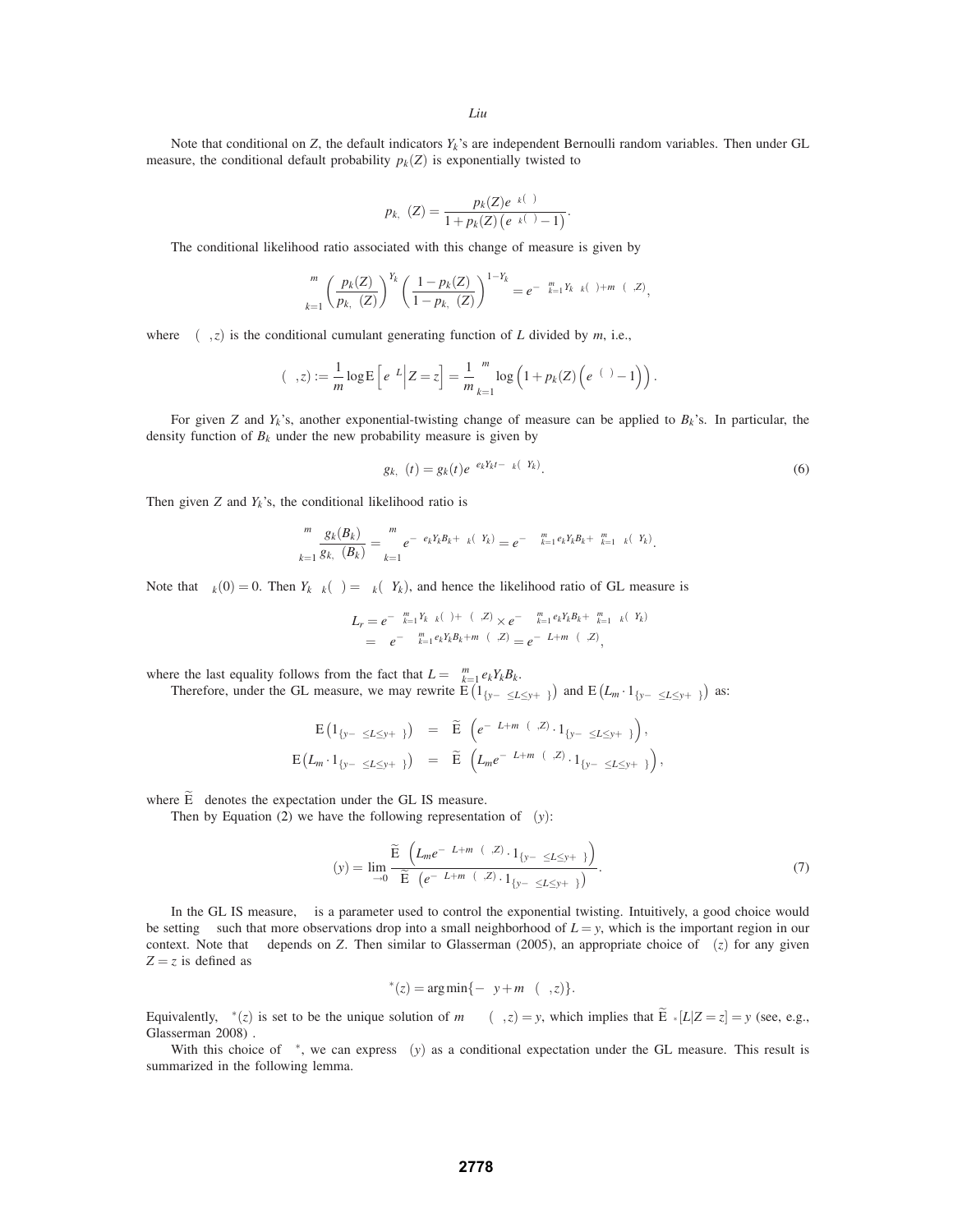Note that conditional on $Z$, the default indicators $Y_k$'s are independent Bernoulli random variables. Then under GL measure, the conditional default probability $p_k(Z)$ is exponentially twisted to

$$p_{k,\theta}(Z) = \frac{p_k(Z)e^{\theta_k(\theta)}}{1 + p_k(Z)\left(e^{\theta_k(\theta)} - 1\right)}.$$

The conditional likelihood ratio associated with this change of measure is given by

$$\prod_{k=1}^{m} \left(\frac{p_k(Z)}{p_{k,\theta}(Z)}\right)^{Y_k} \left(\frac{1 - p_k(Z)}{1 - p_{k,\theta}(Z)}\right)^{1-Y_k} = e^{-\sum_{k=1}^{m} Y_k \theta_k(\theta) + m\psi(\theta, Z)},$$

where $\psi(\theta, z)$ is the conditional cumulant generating function of $L$ divided by $m$, i.e.,

$$\psi(\theta, z) := \frac{1}{m} \log \mathrm{E}\left[e^{\theta L} \middle| Z = z\right] = \frac{1}{m} \sum_{k=1}^{m} \log\left(1 + p_k(Z)\left(e^{\theta_k(\theta)} - 1\right)\right).$$

For given $Z$ and $Y_k$'s, another exponential-twisting change of measure can be applied to $B_k$'s. In particular, the density function of $B_k$ under the new probability measure is given by

$$g_{k,\theta}(t) = g_k(t)e^{\theta e_k Y_k t - \Lambda_k(\theta Y_k)}. \tag{6}$$

Then given $Z$ and $Y_k$'s, the conditional likelihood ratio is

$$\prod_{k=1}^{m} \frac{g_k(B_k)}{g_{k,\theta}(B_k)} = \prod_{k=1}^{m} e^{-\theta e_k Y_k B_k + \Lambda_k(\theta Y_k)} = e^{-\theta \sum_{k=1}^{m} e_k Y_k B_k + \sum_{k=1}^{m} \Lambda_k(\theta Y_k)}.$$

Note that $\Lambda_k(0) = 0$. Then $Y_k \theta_k(\theta) = \Lambda_k(\theta Y_k)$, and hence the likelihood ratio of GL measure is

$$\begin{aligned} L_r &= e^{-\sum_{k=1}^{m} Y_k \theta_k(\theta) + \psi(\theta, Z)} \times e^{-\theta \sum_{k=1}^{m} e_k Y_k B_k + \sum_{k=1}^{m} \Lambda_k(\theta Y_k)} \\ &= e^{-\theta \sum_{k=1}^{m} e_k Y_k B_k + m\psi(\theta, Z)} = e^{-\theta L + m\psi(\theta, Z)}, \end{aligned}$$

where the last equality follows from the fact that $L = \sum_{k=1}^{m} e_k Y_k B_k$.

Therefore, under the GL measure, we may rewrite $\mathrm{E}\left(1_{\{y-\delta \leq L \leq y+\delta\}}\right)$ and $\mathrm{E}\left(L_m \cdot 1_{\{y-\delta \leq L \leq y+\delta\}}\right)$ as:

$$\begin{aligned} \mathrm{E}\left(1_{\{y-\delta \leq L \leq y+\delta\}}\right) &= \widetilde{\mathrm{E}}_\theta\left(e^{-\theta L + m\psi(\theta, Z)} \cdot 1_{\{y-\delta \leq L \leq y+\delta\}}\right), \\ \mathrm{E}\left(L_m \cdot 1_{\{y-\delta \leq L \leq y+\delta\}}\right) &= \widetilde{\mathrm{E}}_\theta\left(L_m e^{-\theta L + m\psi(\theta, Z)} \cdot 1_{\{y-\delta \leq L \leq y+\delta\}}\right), \end{aligned}$$

where $\widetilde{\mathrm{E}}_\theta$ denotes the expectation under the GL IS measure.

Then by Equation (2) we have the following representation of $\alpha(y)$:

$$\alpha(y) = \lim_{\delta \to 0} \frac{\widetilde{\mathrm{E}}_\theta\left(L_m e^{-\theta L + m\psi(\theta, Z)} \cdot 1_{\{y-\delta \leq L \leq y+\delta\}}\right)}{\widetilde{\mathrm{E}}_\theta\left(e^{-\theta L + m\psi(\theta, Z)} \cdot 1_{\{y-\delta \leq L \leq y+\delta\}}\right)}. \tag{7}$$

In the GL IS measure, $\theta$ is a parameter used to control the exponential twisting. Intuitively, a good choice would be setting $\theta$ such that more observations drop into a small neighborhood of $L = y$, which is the important region in our context. Note that $\theta$ depends on $Z$. Then similar to Glasserman (2005), an appropriate choice of $\theta(z)$ for any given $Z = z$ is defined as

$$\theta^*(z) = \arg\min_\theta\{-\theta y + m\psi(\theta, z)\}.$$

Equivalently, $\theta^*(z)$ is set to be the unique solution of $m\frac{\partial}{\partial\theta}\psi(\theta, z) = y$, which implies that $\widetilde{\mathrm{E}}_{\theta^*}[L|Z = z] = y$ (see, e.g., Glasserman 2008) .

With this choice of $\theta^*$, we can express $\alpha(y)$ as a conditional expectation under the GL measure. This result is summarized in the following lemma.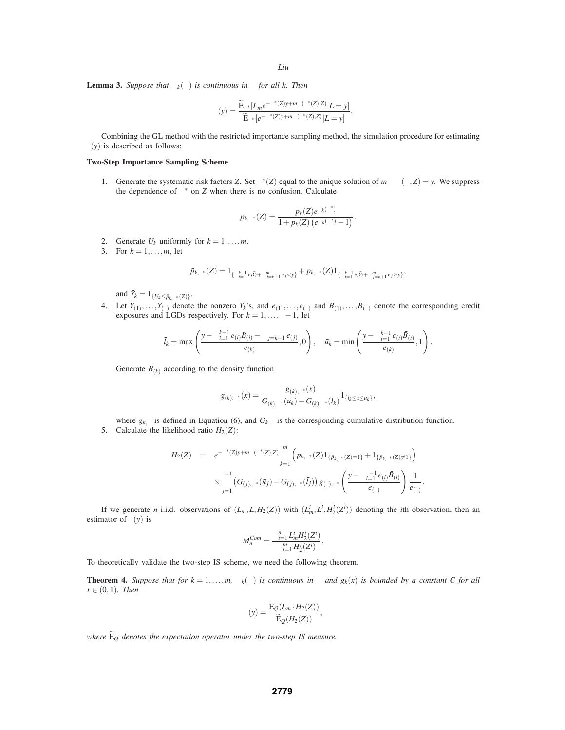**Lemma 3.** *Suppose that $\psi_k(\theta)$ is continuous in $\theta$ for all $k$. Then*

$$\mu(y) = \frac{\widetilde{\mathrm{E}}_{\theta^*}[L_m e^{-\theta^*(Z)y+m\psi(\theta^*(Z),Z)}|L=y]}{\widetilde{\mathrm{E}}_{\theta^*}[e^{-\theta^*(Z)y+m\psi(\theta^*(Z),Z)}|L=y]}.$$

Combining the GL method with the restricted importance sampling method, the simulation procedure for estimating $\mu(y)$ is described as follows:

**Two-Step Importance Sampling Scheme**

1. Generate the systematic risk factors $Z$. Set $\theta^*(Z)$ equal to the unique solution of $m\psi'(\theta,Z)=y$. We suppress the dependence of $\theta^*$ on $Z$ when there is no confusion. Calculate

$$p_{k,\theta^*}(Z) = \frac{p_k(Z)e^{\psi_k(\theta^*)}}{1+p_k(Z)\left(e^{\psi_k(\theta^*)}-1\right)}.$$

2. Generate $U_k$ uniformly for $k=1,\ldots,m$.
3. For $k=1,\ldots,m$, let

$$\bar{p}_{k,\theta^*}(Z) = 1_{\{\sum_{i=1}^{k-1} e_i\bar{Y}_i+\sum_{j=k+1}^{m} e_j<y\}} + p_{k,\theta^*}(Z)1_{\{\sum_{i=1}^{k-1} e_i\bar{Y}_i+\sum_{j=k+1}^{m} e_j\geq y\}},$$

and $\bar{Y}_k = 1_{\{U_k\leq \bar{p}_{k,\theta^*}(Z)\}}$.

4. Let $\bar{Y}_{(1)},\ldots,\bar{Y}_{(\tau)}$ denote the nonzero $\bar{Y}_k$'s, and $e_{(1)},\ldots,e_{(\tau)}$ and $\bar{B}_{(1)},\ldots,\bar{B}_{(\tau)}$ denote the corresponding credit exposures and LGDs respectively. For $k=1,\ldots,\tau-1$, let

$$\bar{l}_k = \max\left(\frac{y-\sum_{i=1}^{k-1} e_{(i)}\bar{B}_{(i)}-\sum_{j=k+1}^{\tau} e_{(j)}}{e_{(k)}},0\right),\quad \bar{u}_k = \min\left(\frac{y-\sum_{i=1}^{k-1} e_{(i)}\bar{B}_{(i)}}{e_{(k)}},1\right).$$

Generate $\bar{B}_{(k)}$ according to the density function

$$\bar{g}_{(k),\theta^*}(x) = \frac{g_{(k),\theta^*}(x)}{G_{(k),\theta^*}(\bar{u}_k)-G_{(k),\theta^*}(\bar{l}_k)}1_{\{l_k\leq x\leq u_k\}},$$

where $g_{k,\theta}$ is defined in Equation (6), and $G_{k,\theta}$ is the corresponding cumulative distribution function.

5. Calculate the likelihood ratio $H_2(Z)$:

$$\begin{aligned}
H_2(Z) \quad &= \quad e^{-\theta^*(Z)y+m\psi(\theta^*(Z),Z)}\prod_{k=1}^{m}\left(p_{k,\theta^*}(Z)1_{\{\bar{p}_{k,\theta^*}(Z)=1\}}+1_{\{\bar{p}_{k,\theta^*}(Z)\neq 1\}}\right)\\
&\times\prod_{j=1}^{\tau-1}\left(G_{(j),\theta^*}(\bar{u}_j)-G_{(j),\theta^*}(\bar{l}_j)\right)g_{(\tau),\theta^*}\left(\frac{y-\sum_{i=1}^{\tau-1}e_{(i)}\bar{B}_{(i)}}{e_{(\tau)}}\right)\frac{1}{e_{(\tau)}}.
\end{aligned}$$

If we generate $n$ i.i.d. observations of $(L_m,L,H_2(Z))$ with $(L_m^i,L^i,H_2^i(Z^i))$ denoting the $i$th observation, then an estimator of $\mu(y)$ is

$$\bar{M}_n^{Com} = \frac{\sum_{i=1}^{n} L_m^i H_2^i(Z^i)}{\sum_{i=1}^{m} H_2^i(Z^i)}.$$

To theoretically validate the two-step IS scheme, we need the following theorem.

**Theorem 4.** *Suppose that for $k=1,\ldots,m$, $\psi_k(\theta)$ is continuous in $\theta$ and $g_k(x)$ is bounded by a constant $C$ for all $x\in(0,1)$. Then*

$$\mu(y) = \frac{\widetilde{\mathrm{E}}_Q(L_m\cdot H_2(Z))}{\widetilde{\mathrm{E}}_Q(H_2(Z))},$$

*where $\widetilde{\mathrm{E}}_Q$ denotes the expectation operator under the two-step IS measure.*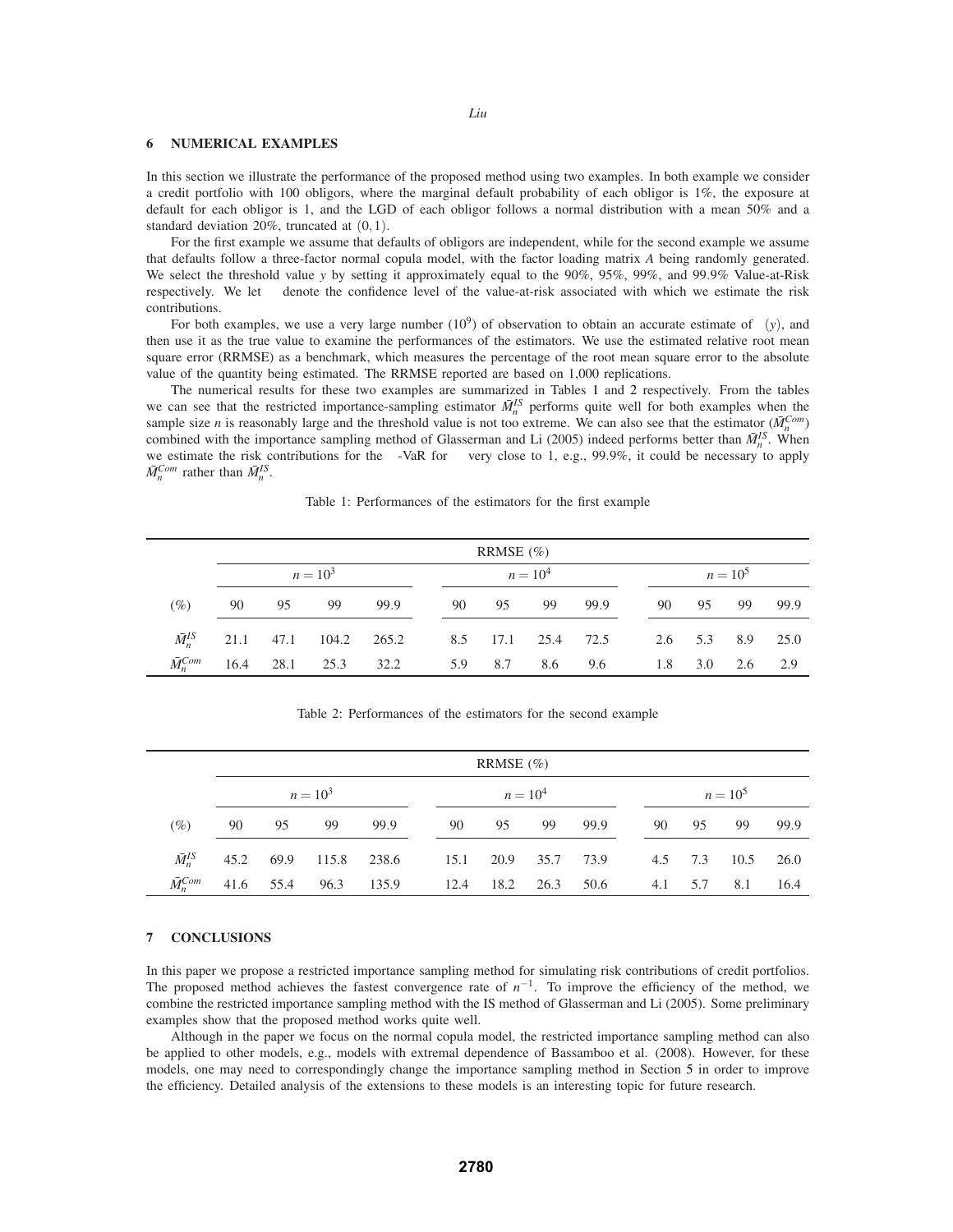## 6 NUMERICAL EXAMPLES

In this section we illustrate the performance of the proposed method using two examples. In both example we consider a credit portfolio with 100 obligors, where the marginal default probability of each obligor is 1%, the exposure at default for each obligor is 1, and the LGD of each obligor follows a normal distribution with a mean 50% and a standard deviation 20%, truncated at $(0,1)$.

For the first example we assume that defaults of obligors are independent, while for the second example we assume that defaults follow a three-factor normal copula model, with the factor loading matrix $A$ being randomly generated. We select the threshold value $y$ by setting it approximately equal to the 90%, 95%, 99%, and 99.9% Value-at-Risk respectively. We let denote the confidence level of the value-at-risk associated with which we estimate the risk contributions.

For both examples, we use a very large number ($10^9$) of observation to obtain an accurate estimate of $(y)$, and then use it as the true value to examine the performances of the estimators. We use the estimated relative root mean square error (RRMSE) as a benchmark, which measures the percentage of the root mean square error to the absolute value of the quantity being estimated. The RRMSE reported are based on 1,000 replications.

The numerical results for these two examples are summarized in Tables 1 and 2 respectively. From the tables we can see that the restricted importance-sampling estimator $\bar{M}_n^{IS}$ performs quite well for both examples when the sample size $n$ is reasonably large and the threshold value is not too extreme. We can also see that the estimator ($\bar{M}_n^{Com}$) combined with the importance sampling method of Glasserman and Li (2005) indeed performs better than $\bar{M}_n^{IS}$. When we estimate the risk contributions for the -VaR for very close to 1, e.g., 99.9%, it could be necessary to apply $\bar{M}_n^{Com}$ rather than $\bar{M}_n^{IS}$.

Table 1: Performances of the estimators for the first example

| | RRMSE (%) | | | | | | | | | | | |
|---|---|---|---|---|---|---|---|---|---|---|---|---|
| | $n = 10^3$ | | | | $n = 10^4$ | | | | $n = 10^5$ | | | |
| (%) | 90 | 95 | 99 | 99.9 | 90 | 95 | 99 | 99.9 | 90 | 95 | 99 | 99.9 |
| $\bar{M}_n^{IS}$ | 21.1 | 47.1 | 104.2 | 265.2 | 8.5 | 17.1 | 25.4 | 72.5 | 2.6 | 5.3 | 8.9 | 25.0 |
| $\bar{M}_n^{Com}$ | 16.4 | 28.1 | 25.3 | 32.2 | 5.9 | 8.7 | 8.6 | 9.6 | 1.8 | 3.0 | 2.6 | 2.9 |

Table 2: Performances of the estimators for the second example

| | RRMSE (%) | | | | | | | | | | | |
|---|---|---|---|---|---|---|---|---|---|---|---|---|
| | $n = 10^3$ | | | | $n = 10^4$ | | | | $n = 10^5$ | | | |
| (%) | 90 | 95 | 99 | 99.9 | 90 | 95 | 99 | 99.9 | 90 | 95 | 99 | 99.9 |
| $\bar{M}_n^{IS}$ | 45.2 | 69.9 | 115.8 | 238.6 | 15.1 | 20.9 | 35.7 | 73.9 | 4.5 | 7.3 | 10.5 | 26.0 |
| $\bar{M}_n^{Com}$ | 41.6 | 55.4 | 96.3 | 135.9 | 12.4 | 18.2 | 26.3 | 50.6 | 4.1 | 5.7 | 8.1 | 16.4 |

## 7 CONCLUSIONS

In this paper we propose a restricted importance sampling method for simulating risk contributions of credit portfolios. The proposed method achieves the fastest convergence rate of $n^{-1}$. To improve the efficiency of the method, we combine the restricted importance sampling method with the IS method of Glasserman and Li (2005). Some preliminary examples show that the proposed method works quite well.

Although in the paper we focus on the normal copula model, the restricted importance sampling method can also be applied to other models, e.g., models with extremal dependence of Bassamboo et al. (2008). However, for these models, one may need to correspondingly change the importance sampling method in Section 5 in order to improve the efficiency. Detailed analysis of the extensions to these models is an interesting topic for future research.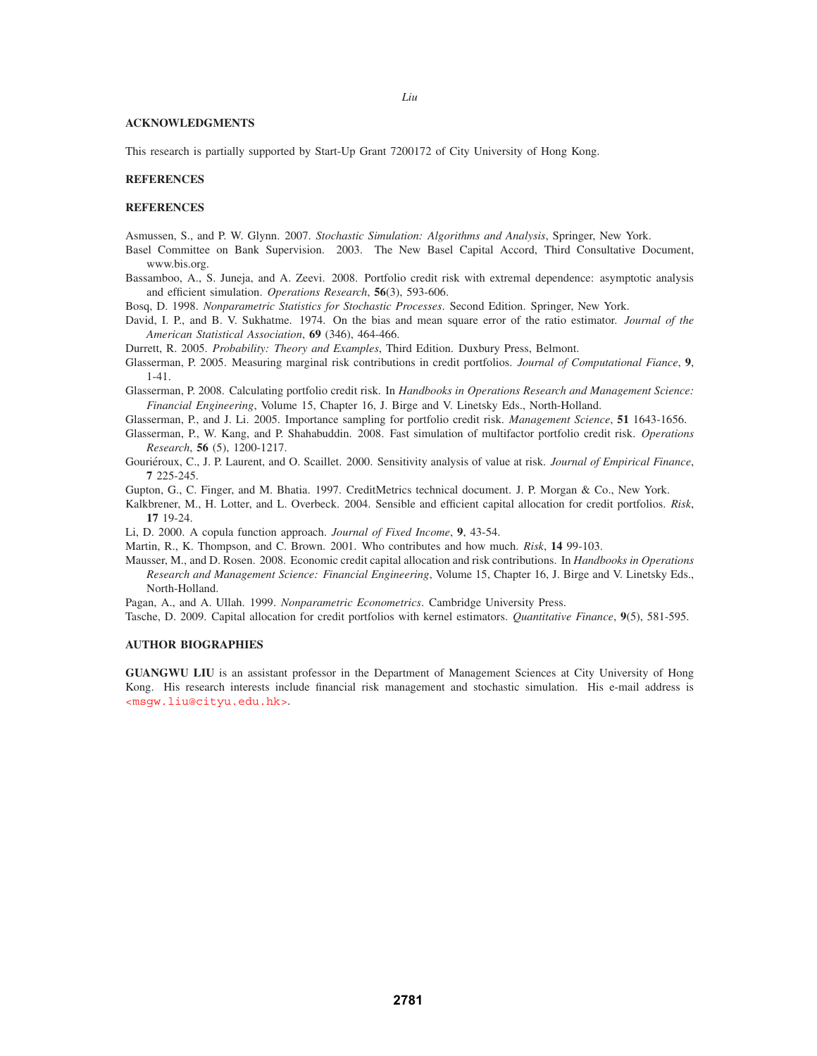## ACKNOWLEDGMENTS

This research is partially supported by Start-Up Grant 7200172 of City University of Hong Kong.

## REFERENCES

## REFERENCES

Asmussen, S., and P. W. Glynn. 2007. *Stochastic Simulation: Algorithms and Analysis*, Springer, New York.

Basel Committee on Bank Supervision. 2003. The New Basel Capital Accord, Third Consultative Document, www.bis.org.

Bassamboo, A., S. Juneja, and A. Zeevi. 2008. Portfolio credit risk with extremal dependence: asymptotic analysis and efficient simulation. *Operations Research*, **56**(3), 593-606.

Bosq, D. 1998. *Nonparametric Statistics for Stochastic Processes*. Second Edition. Springer, New York.

David, I. P., and B. V. Sukhatme. 1974. On the bias and mean square error of the ratio estimator. *Journal of the American Statistical Association*, **69** (346), 464-466.

Durrett, R. 2005. *Probability: Theory and Examples*, Third Edition. Duxbury Press, Belmont.

Glasserman, P. 2005. Measuring marginal risk contributions in credit portfolios. *Journal of Computational Fiance*, **9**, 1-41.

Glasserman, P. 2008. Calculating portfolio credit risk. In *Handbooks in Operations Research and Management Science: Financial Engineering*, Volume 15, Chapter 16, J. Birge and V. Linetsky Eds., North-Holland.

Glasserman, P., and J. Li. 2005. Importance sampling for portfolio credit risk. *Management Science*, **51** 1643-1656.

Glasserman, P., W. Kang, and P. Shahabuddin. 2008. Fast simulation of multifactor portfolio credit risk. *Operations Research*, **56** (5), 1200-1217.

Gouriéroux, C., J. P. Laurent, and O. Scaillet. 2000. Sensitivity analysis of value at risk. *Journal of Empirical Finance*, **7** 225-245.

Gupton, G., C. Finger, and M. Bhatia. 1997. CreditMetrics technical document. J. P. Morgan & Co., New York.

Kalkbrener, M., H. Lotter, and L. Overbeck. 2004. Sensible and efficient capital allocation for credit portfolios. *Risk*, **17** 19-24.

Li, D. 2000. A copula function approach. *Journal of Fixed Income*, **9**, 43-54.

Martin, R., K. Thompson, and C. Brown. 2001. Who contributes and how much. *Risk*, **14** 99-103.

Mausser, M., and D. Rosen. 2008. Economic credit capital allocation and risk contributions. In *Handbooks in Operations Research and Management Science: Financial Engineering*, Volume 15, Chapter 16, J. Birge and V. Linetsky Eds., North-Holland.

Pagan, A., and A. Ullah. 1999. *Nonparametric Econometrics*. Cambridge University Press.

Tasche, D. 2009. Capital allocation for credit portfolios with kernel estimators. *Quantitative Finance*, **9**(5), 581-595.

## AUTHOR BIOGRAPHIES

**GUANGWU LIU** is an assistant professor in the Department of Management Sciences at City University of Hong Kong. His research interests include financial risk management and stochastic simulation. His e-mail address is <msgw.liu@cityu.edu.hk>.